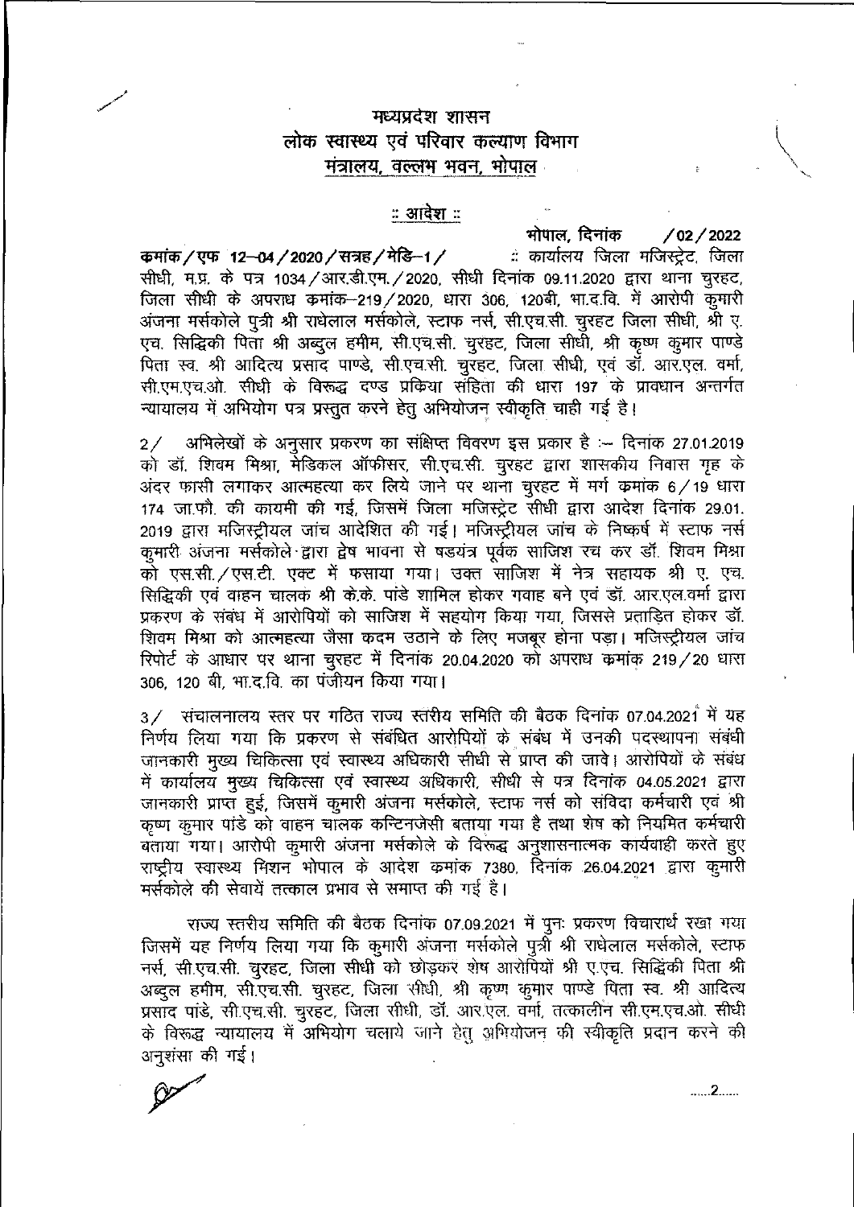# मध्यप्रदेश शासन
## लोक स्वास्थ्य एवं परिवार कल्याण विभाग
## मंत्रालय, वल्लभ भवन, भोपाल

### :: आदेश ::

भोपाल, दिनांक /02/2022

क्रमांक/एफ 12–04/2020/सत्रह/मेडि–1/ :: कार्यालय जिला मजिस्ट्रेट, जिला सीधी, म.प्र. के पत्र 1034/आर.डी.एम./2020, सीधी दिनांक 09.11.2020 द्वारा थाना चुरहट, जिला सीधी के अपराध क्रमांक–219/2020, धारा 306, 120बी, भा.द.वि. में आरोपी कुमारी अंजना मर्सकोले पुत्री श्री राधेलाल मर्सकोले, स्टाफ नर्स, सी.एच.सी. चुरहट जिला सीधी, श्री ए. एच. सिद्दिकी पिता श्री अब्दुल हमीम, सी.एच.सी. चुरहट, जिला सीधी, श्री कृष्ण कुमार पाण्डे पिता स्व. श्री आदित्य प्रसाद पाण्डे, सी.एच.सी. चुरहट, जिला सीधी, एवं डॉ. आर.एल. वर्मा, सी.एम.एच.ओ. सीधी के विरूद्ध दण्ड प्रकिया संहिता की धारा 197 के प्रावधान अन्तर्गत न्यायालय में अभियोग पत्र प्रस्तुत करने हेतु अभियोजन स्वीकृति चाही गई है।

2/ अभिलेखों के अनुसार प्रकरण का संक्षिप्त विवरण इस प्रकार है :– दिनांक 27.01.2019 को डॉ. शिवम मिश्रा, मेडिकल ऑफीसर, सी.एच.सी. चुरहट द्वारा शासकीय निवास गृह के अंदर फांसी लगाकर आत्महत्या कर लिये जाने पर थाना चुरहट में मर्ग क्रमांक 6/19 धारा 174 जा.फौ. की कायमी की गई, जिसमें जिला मजिस्ट्रेट सीधी द्वारा आदेश दिनांक 29.01.2019 द्वारा मजिस्ट्रीयल जांच आदेशित की गई। मजिस्ट्रीयल जांच के निष्कर्ष में स्टाफ नर्स कुमारी अंजना मर्सकोले द्वारा द्वेष भावना से षडयंत्र पूर्वक साजिश रच कर डॉ. शिवम मिश्रा को एस.सी./एस.टी. एक्ट में फसाया गया। उक्त साजिश में नेत्र सहायक श्री ए. एच. सिद्दिकी एवं वाहन चालक श्री के.के. पांडे शामिल होकर गवाह बने एवं डॉ. आर.एल.वर्मा द्वारा प्रकरण के संबंध में आरोपियों को साजिश में सहयोग किया गया, जिससे प्रताड़ित होकर डॉ. शिवम मिश्रा को आत्महत्या जैसा कदम उठाने के लिए मजबूर होना पड़ा। मजिस्ट्रीयल जांच रिपोर्ट के आधार पर थाना चुरहट में दिनांक 20.04.2020 को अपराध क्रमांक 219/20 धारा 306, 120 बी, भा.द.वि. का पंजीयन किया गया।

3/ संचालनालय स्तर पर गठित राज्य स्तरीय समिति की बैठक दिनांक 07.04.2021 में यह निर्णय लिया गया कि प्रकरण से संबंधित आरोपियों के संबंध में उनकी पदस्थापना संबंधी जानकारी मुख्य चिकित्सा एवं स्वास्थ्य अधिकारी सीधी से प्राप्त की जावे। आरोपियों के संबंध में कार्यालय मुख्य चिकित्सा एवं स्वास्थ्य अधिकारी, सीधी से पत्र दिनांक 04.05.2021 द्वारा जानकारी प्राप्त हुई, जिसमें कुमारी अंजना मर्सकोले, स्टाफ नर्स को संविदा कर्मचारी एवं श्री कृष्ण कुमार पांडे को वाहन चालक कन्टिनजेंसी बताया गया है तथा शेष को नियमित कर्मचारी बताया गया। आरोपी कुमारी अंजना मर्सकोले के विरूद्ध अनुशासनात्मक कार्यवाही करते हुए राष्ट्रीय स्वास्थ्य मिशन भोपाल के आदेश कमांक 7380, दिनांक 26.04.2021 द्वारा कुमारी मर्सकोले की सेवायें तत्काल प्रभाव से समाप्त की गई है।

राज्य स्तरीय समिति की बैठक दिनांक 07.09.2021 में पुनः प्रकरण विचारार्थ रखा गया जिसमें यह निर्णय लिया गया कि कुमारी अंजना मर्सकोले पुत्री श्री राधेलाल मर्सकोले, स्टाफ नर्स, सी.एच.सी. चुरहट, जिला सीधी को छोड़कर शेष आरोपियों श्री ए.एच. सिद्दिकी पिता श्री अब्दुल हमीम, सी.एच.सी. चुरहट, जिला सीधी, श्री कृष्ण कुमार पाण्डे पिता स्व. श्री आदित्य प्रसाद पांडे, सी.एच.सी. चुरहट, जिला सीधी, डॉ. आर.एल. वर्मा, तत्कालीन सी.एम.एच.ओ. सीधी के विरूद्ध न्यायालय में अभियोग चलाये जाने हेतु अभियोजन की स्वीकृति प्रदान करने की अनुशंसा की गई।

......2......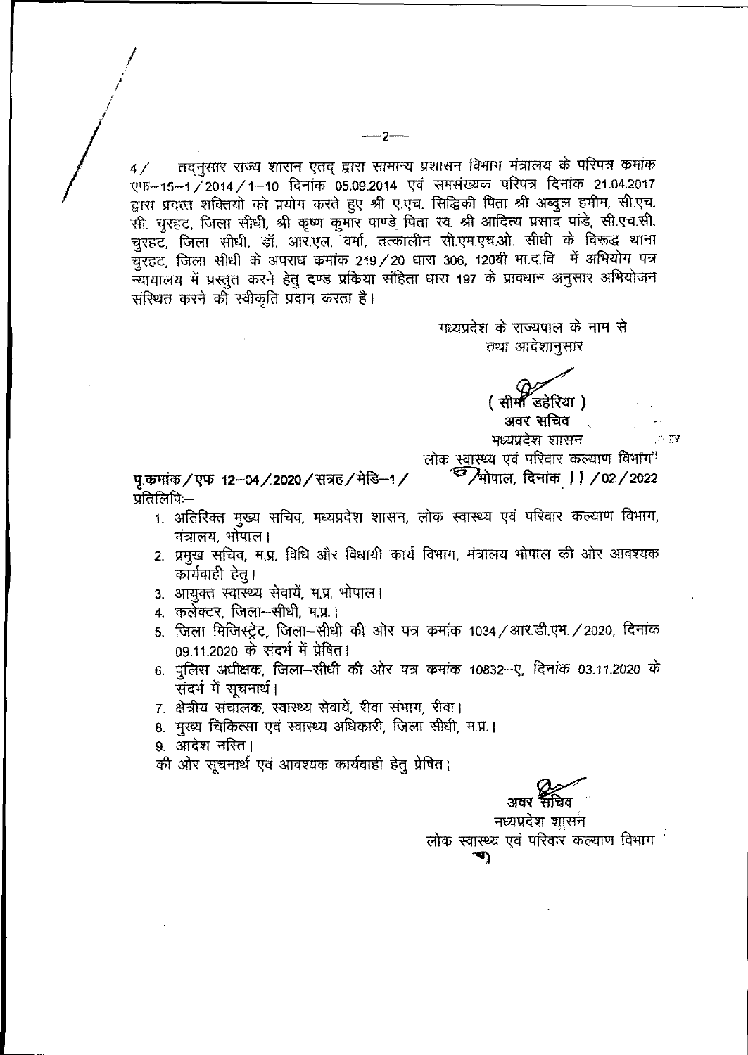4/ तद्नुसार राज्य शासन एतद् द्वारा सामान्य प्रशासन विभाग मंत्रालय के परिपत्र कमांक एफ–15–1/2014/1–10 दिनांक 05.09.2014 एवं समसंख्यक परिपत्र दिनांक 21.04.2017 द्वारा प्रदत्त शक्तियों को प्रयोग करते हुए श्री ए.एच. सिद्धिकी पिता श्री अब्दुल हमीम, सी.एच.सी. चुरहट, जिला सीधी, श्री कृष्ण कुमार पाण्डे पिता स्व. श्री आदित्य प्रसाद पांडे, सी.एच.सी. चुरहट, जिला सीधी, डॉ. आर.एल. वर्मा, तत्कालीन सी.एम.एच.ओ. सीधी के विरूद्ध थाना चुरहट, जिला सीधी के अपराध कमांक 219/20 धारा 306, 120बी भा.द.वि में अभियोग पत्र न्यायालय में प्रस्तुत करने हेतु दण्ड प्रकिया संहिता धारा 197 के प्रावधान अनुसार अभियोजन संस्थित करने की स्वीकृति प्रदान करता है।

मध्यप्रदेश के राज्यपाल के नाम से
तथा आदेशानुसार

( सीमा डहेरिया )
अवर सचिव
मध्यप्रदेश शासन
लोक स्वास्थ्य एवं परिवार कल्याण विभाग

पृ.कमांक/एफ 12–04/2020/सत्रह/मेडि–1/ भोपाल, दिनांक 11/02/2022
प्रतिलिपिः–

1. अतिरिक्त मुख्य सचिव, मध्यप्रदेश शासन, लोक स्वास्थ्य एवं परिवार कल्याण विभाग, मंत्रालय, भोपाल।
2. प्रमुख सचिव, म.प्र. विधि और विधायी कार्य विभाग, मंत्रालय भोपाल की ओर आवश्यक कार्यवाही हेतु।
3. आयुक्त स्वास्थ्य सेवायें, म.प्र. भोपाल।
4. कलेक्टर, जिला–सीधी, म.प्र.।
5. जिला मिजिस्ट्रेट, जिला–सीधी की ओर पत्र कमांक 1034/आर.डी.एम./2020, दिनांक 09.11.2020 के संदर्भ में प्रेषित।
6. पुलिस अधीक्षक, जिला–सीधी की ओर पत्र कमांक 10832–ए, दिनांक 03.11.2020 के संदर्भ में सूचनार्थ।
7. क्षेत्रीय संचालक, स्वास्थ्य सेवायें, रीवा संभाग, रीवा।
8. मुख्य चिकित्सा एवं स्वास्थ्य अधिकारी, जिला सीधी, म.प्र.।
9. आदेश नस्ति।

की ओर सूचनार्थ एवं आवश्यक कार्यवाही हेतु प्रेषित।

अवर सचिव
मध्यप्रदेश शासन
लोक स्वास्थ्य एवं परिवार कल्याण विभाग